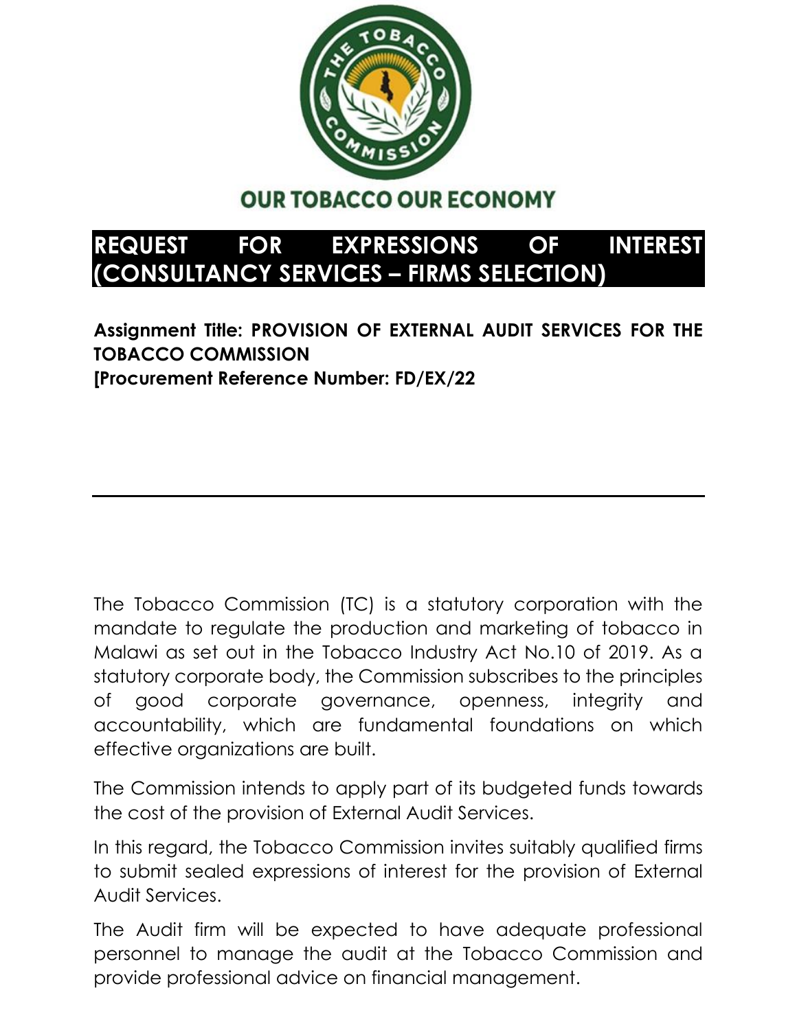**OUR TOBACCO OUR ECONOMY**

# REQUEST FOR EXPRESSIONS OF INTEREST (CONSULTANCY SERVICES – FIRMS SELECTION)

**Assignment Title: PROVISION OF EXTERNAL AUDIT SERVICES FOR THE TOBACCO COMMISSION**
**[Procurement Reference Number: FD/EX/22**

---

The Tobacco Commission (TC) is a statutory corporation with the mandate to regulate the production and marketing of tobacco in Malawi as set out in the Tobacco Industry Act No.10 of 2019. As a statutory corporate body, the Commission subscribes to the principles of good corporate governance, openness, integrity and accountability, which are fundamental foundations on which effective organizations are built.

The Commission intends to apply part of its budgeted funds towards the cost of the provision of External Audit Services.

In this regard, the Tobacco Commission invites suitably qualified firms to submit sealed expressions of interest for the provision of External Audit Services.

The Audit firm will be expected to have adequate professional personnel to manage the audit at the Tobacco Commission and provide professional advice on financial management.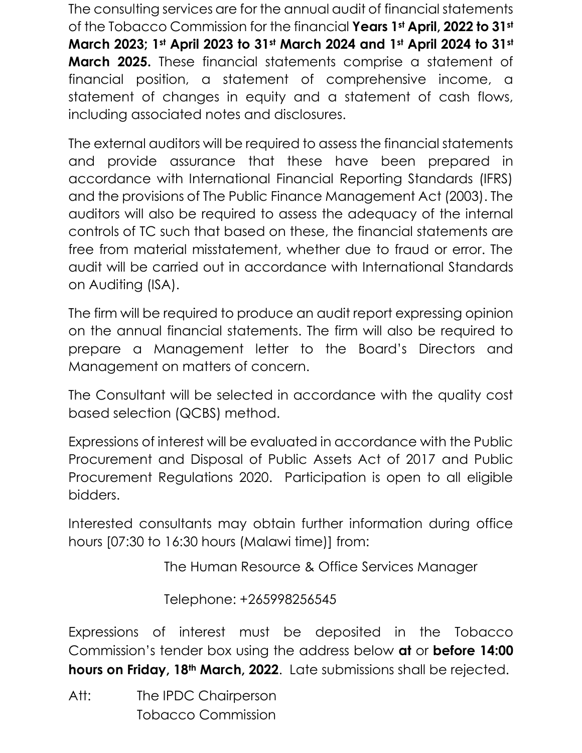The consulting services are for the annual audit of financial statements of the Tobacco Commission for the financial **Years 1st April, 2022 to 31st March 2023; 1st April 2023 to 31st March 2024 and 1st April 2024 to 31st March 2025.** These financial statements comprise a statement of financial position, a statement of comprehensive income, a statement of changes in equity and a statement of cash flows, including associated notes and disclosures.

The external auditors will be required to assess the financial statements and provide assurance that these have been prepared in accordance with International Financial Reporting Standards (IFRS) and the provisions of The Public Finance Management Act (2003). The auditors will also be required to assess the adequacy of the internal controls of TC such that based on these, the financial statements are free from material misstatement, whether due to fraud or error. The audit will be carried out in accordance with International Standards on Auditing (ISA).

The firm will be required to produce an audit report expressing opinion on the annual financial statements. The firm will also be required to prepare a Management letter to the Board's Directors and Management on matters of concern.

The Consultant will be selected in accordance with the quality cost based selection (QCBS) method.

Expressions of interest will be evaluated in accordance with the Public Procurement and Disposal of Public Assets Act of 2017 and Public Procurement Regulations 2020. Participation is open to all eligible bidders.

Interested consultants may obtain further information during office hours [07:30 to 16:30 hours (Malawi time)] from:

The Human Resource & Office Services Manager

Telephone: +265998256545

Expressions of interest must be deposited in the Tobacco Commission's tender box using the address below **at** or **before 14:00 hours on Friday, 18th March, 2022**. Late submissions shall be rejected.

Att: The IPDC Chairperson
Tobacco Commission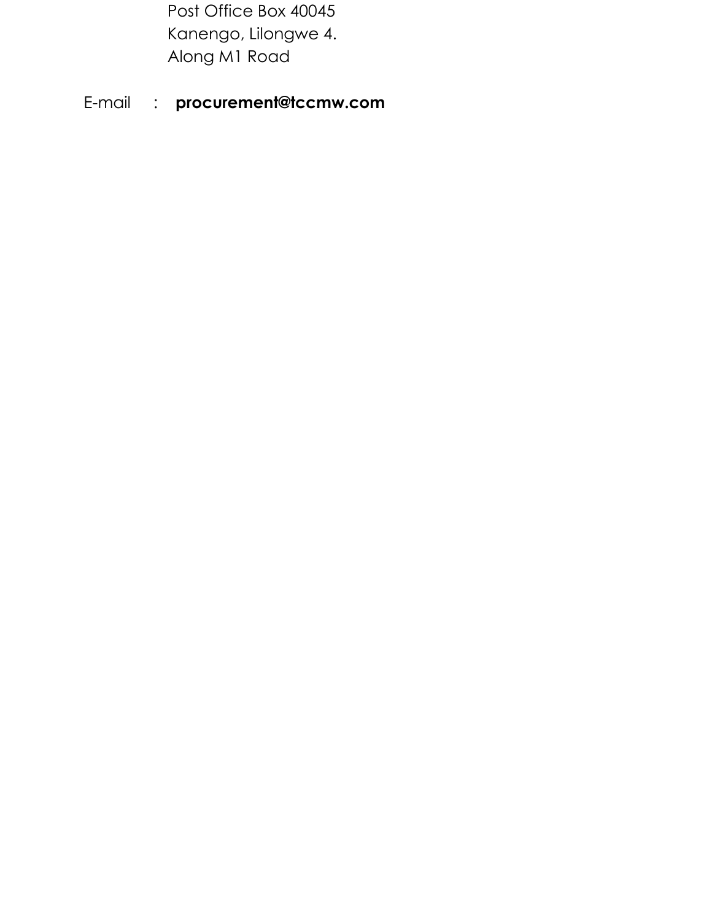Post Office Box 40045
Kanengo, Lilongwe 4.
Along M1 Road

E-mail : **procurement@tccmw.com**